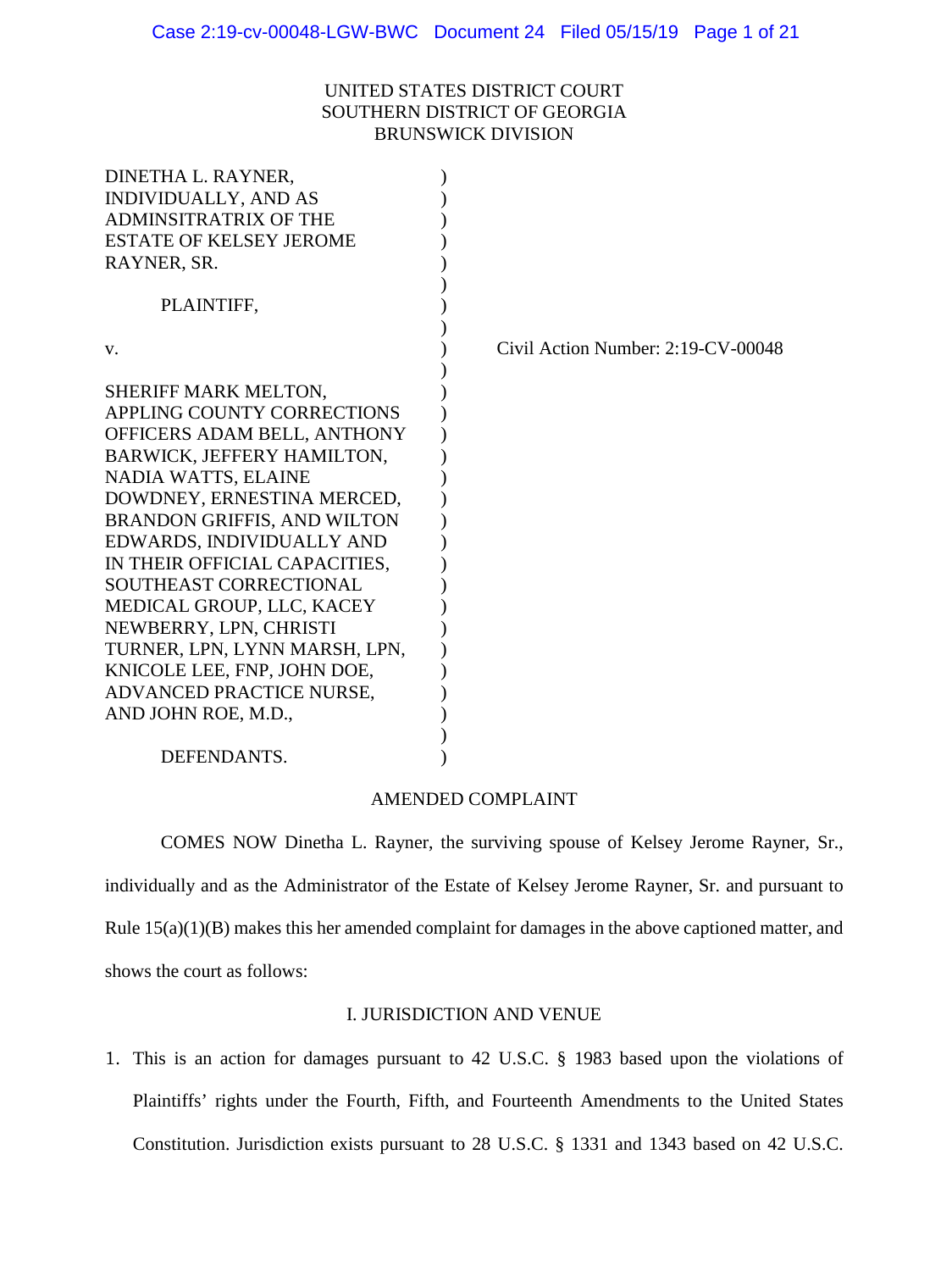UNITED STATES DISTRICT COURT
SOUTHERN DISTRICT OF GEORGIA
BRUNSWICK DIVISION

DINETHA L. RAYNER, INDIVIDUALLY, AND AS ADMINSITRATRIX OF THE ESTATE OF KELSEY JEROME RAYNER, SR.

PLAINTIFF,

v.

SHERIFF MARK MELTON, APPLING COUNTY CORRECTIONS OFFICERS ADAM BELL, ANTHONY BARWICK, JEFFERY HAMILTON, NADIA WATTS, ELAINE DOWDNEY, ERNESTINA MERCED, BRANDON GRIFFIS, AND WILTON EDWARDS, INDIVIDUALLY AND IN THEIR OFFICIAL CAPACITIES, SOUTHEAST CORRECTIONAL MEDICAL GROUP, LLC, KACEY NEWBERRY, LPN, CHRISTI TURNER, LPN, LYNN MARSH, LPN, KNICOLE LEE, FNP, JOHN DOE, ADVANCED PRACTICE NURSE, AND JOHN ROE, M.D.,

DEFENDANTS.

Civil Action Number: 2:19-CV-00048

AMENDED COMPLAINT

COMES NOW Dinetha L. Rayner, the surviving spouse of Kelsey Jerome Rayner, Sr., individually and as the Administrator of the Estate of Kelsey Jerome Rayner, Sr. and pursuant to Rule 15(a)(1)(B) makes this her amended complaint for damages in the above captioned matter, and shows the court as follows:

I. JURISDICTION AND VENUE

1. This is an action for damages pursuant to 42 U.S.C. § 1983 based upon the violations of Plaintiffs' rights under the Fourth, Fifth, and Fourteenth Amendments to the United States Constitution. Jurisdiction exists pursuant to 28 U.S.C. § 1331 and 1343 based on 42 U.S.C.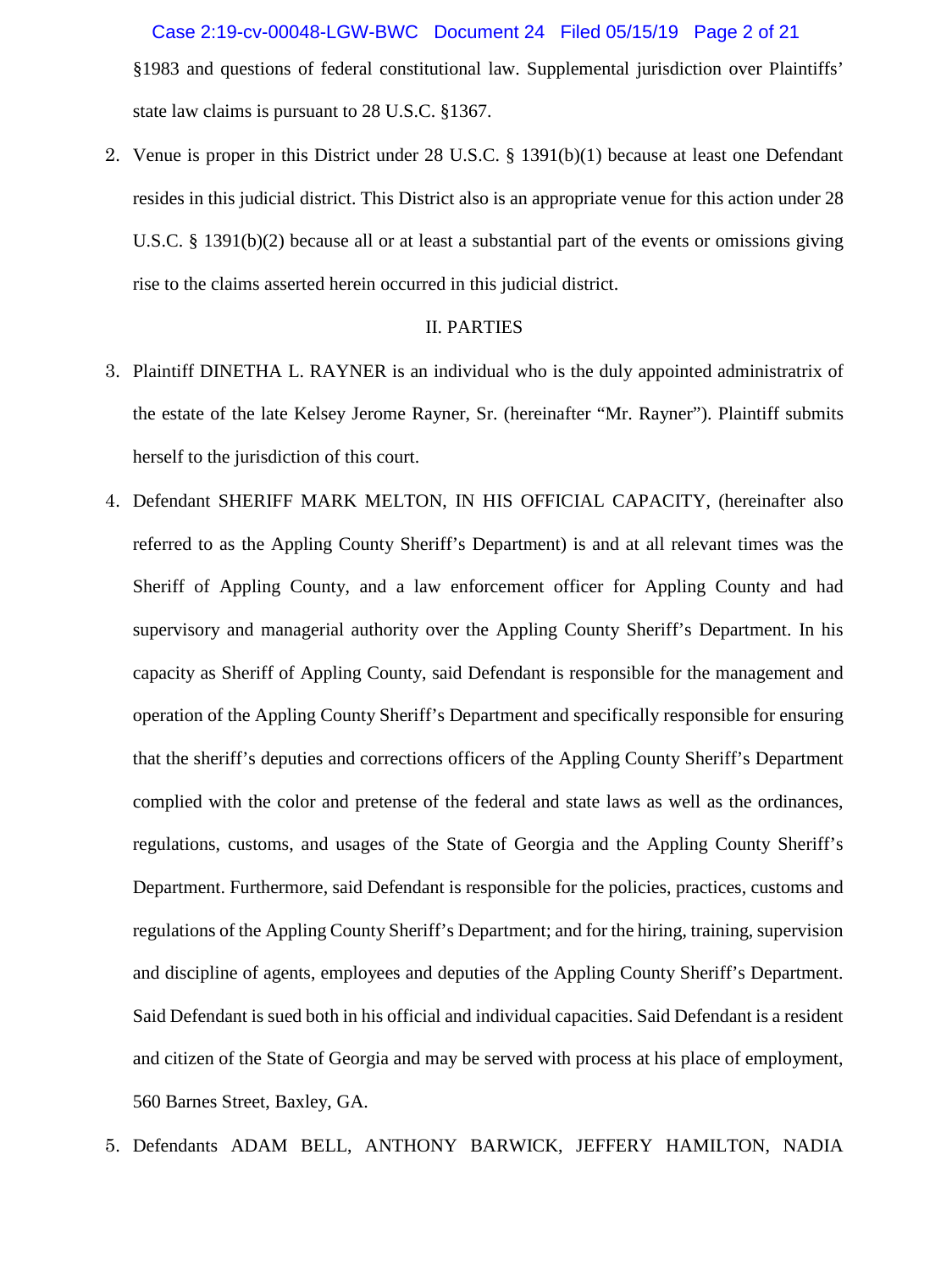§1983 and questions of federal constitutional law. Supplemental jurisdiction over Plaintiffs' state law claims is pursuant to 28 U.S.C. §1367.

2. Venue is proper in this District under 28 U.S.C. § 1391(b)(1) because at least one Defendant resides in this judicial district. This District also is an appropriate venue for this action under 28 U.S.C. § 1391(b)(2) because all or at least a substantial part of the events or omissions giving rise to the claims asserted herein occurred in this judicial district.

## II. PARTIES

3. Plaintiff DINETHA L. RAYNER is an individual who is the duly appointed administratrix of the estate of the late Kelsey Jerome Rayner, Sr. (hereinafter "Mr. Rayner"). Plaintiff submits herself to the jurisdiction of this court.

4. Defendant SHERIFF MARK MELTON, IN HIS OFFICIAL CAPACITY, (hereinafter also referred to as the Appling County Sheriff's Department) is and at all relevant times was the Sheriff of Appling County, and a law enforcement officer for Appling County and had supervisory and managerial authority over the Appling County Sheriff's Department. In his capacity as Sheriff of Appling County, said Defendant is responsible for the management and operation of the Appling County Sheriff's Department and specifically responsible for ensuring that the sheriff's deputies and corrections officers of the Appling County Sheriff's Department complied with the color and pretense of the federal and state laws as well as the ordinances, regulations, customs, and usages of the State of Georgia and the Appling County Sheriff's Department. Furthermore, said Defendant is responsible for the policies, practices, customs and regulations of the Appling County Sheriff's Department; and for the hiring, training, supervision and discipline of agents, employees and deputies of the Appling County Sheriff's Department. Said Defendant is sued both in his official and individual capacities. Said Defendant is a resident and citizen of the State of Georgia and may be served with process at his place of employment, 560 Barnes Street, Baxley, GA.

5. Defendants ADAM BELL, ANTHONY BARWICK, JEFFERY HAMILTON, NADIA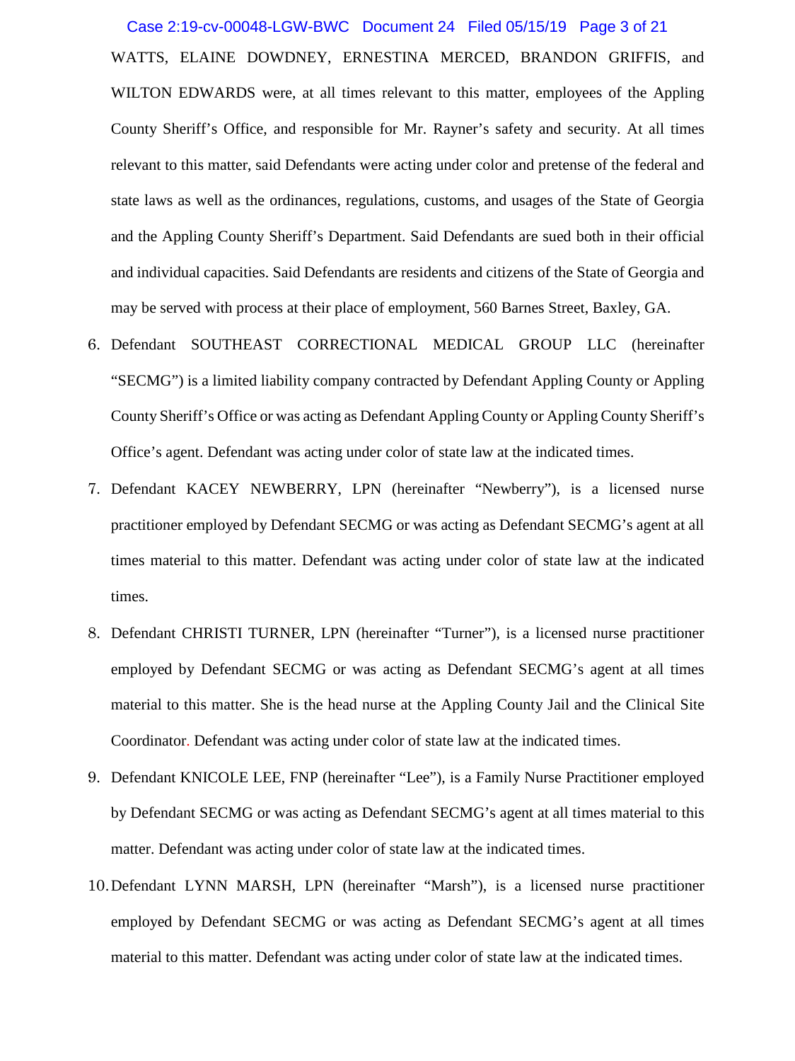WATTS, ELAINE DOWDNEY, ERNESTINA MERCED, BRANDON GRIFFIS, and WILTON EDWARDS were, at all times relevant to this matter, employees of the Appling County Sheriff's Office, and responsible for Mr. Rayner's safety and security. At all times relevant to this matter, said Defendants were acting under color and pretense of the federal and state laws as well as the ordinances, regulations, customs, and usages of the State of Georgia and the Appling County Sheriff's Department. Said Defendants are sued both in their official and individual capacities. Said Defendants are residents and citizens of the State of Georgia and may be served with process at their place of employment, 560 Barnes Street, Baxley, GA.

6. Defendant SOUTHEAST CORRECTIONAL MEDICAL GROUP LLC (hereinafter "SECMG") is a limited liability company contracted by Defendant Appling County or Appling County Sheriff's Office or was acting as Defendant Appling County or Appling County Sheriff's Office's agent. Defendant was acting under color of state law at the indicated times.

7. Defendant KACEY NEWBERRY, LPN (hereinafter "Newberry"), is a licensed nurse practitioner employed by Defendant SECMG or was acting as Defendant SECMG's agent at all times material to this matter. Defendant was acting under color of state law at the indicated times.

8. Defendant CHRISTI TURNER, LPN (hereinafter "Turner"), is a licensed nurse practitioner employed by Defendant SECMG or was acting as Defendant SECMG's agent at all times material to this matter. She is the head nurse at the Appling County Jail and the Clinical Site Coordinator. Defendant was acting under color of state law at the indicated times.

9. Defendant KNICOLE LEE, FNP (hereinafter "Lee"), is a Family Nurse Practitioner employed by Defendant SECMG or was acting as Defendant SECMG's agent at all times material to this matter. Defendant was acting under color of state law at the indicated times.

10. Defendant LYNN MARSH, LPN (hereinafter "Marsh"), is a licensed nurse practitioner employed by Defendant SECMG or was acting as Defendant SECMG's agent at all times material to this matter. Defendant was acting under color of state law at the indicated times.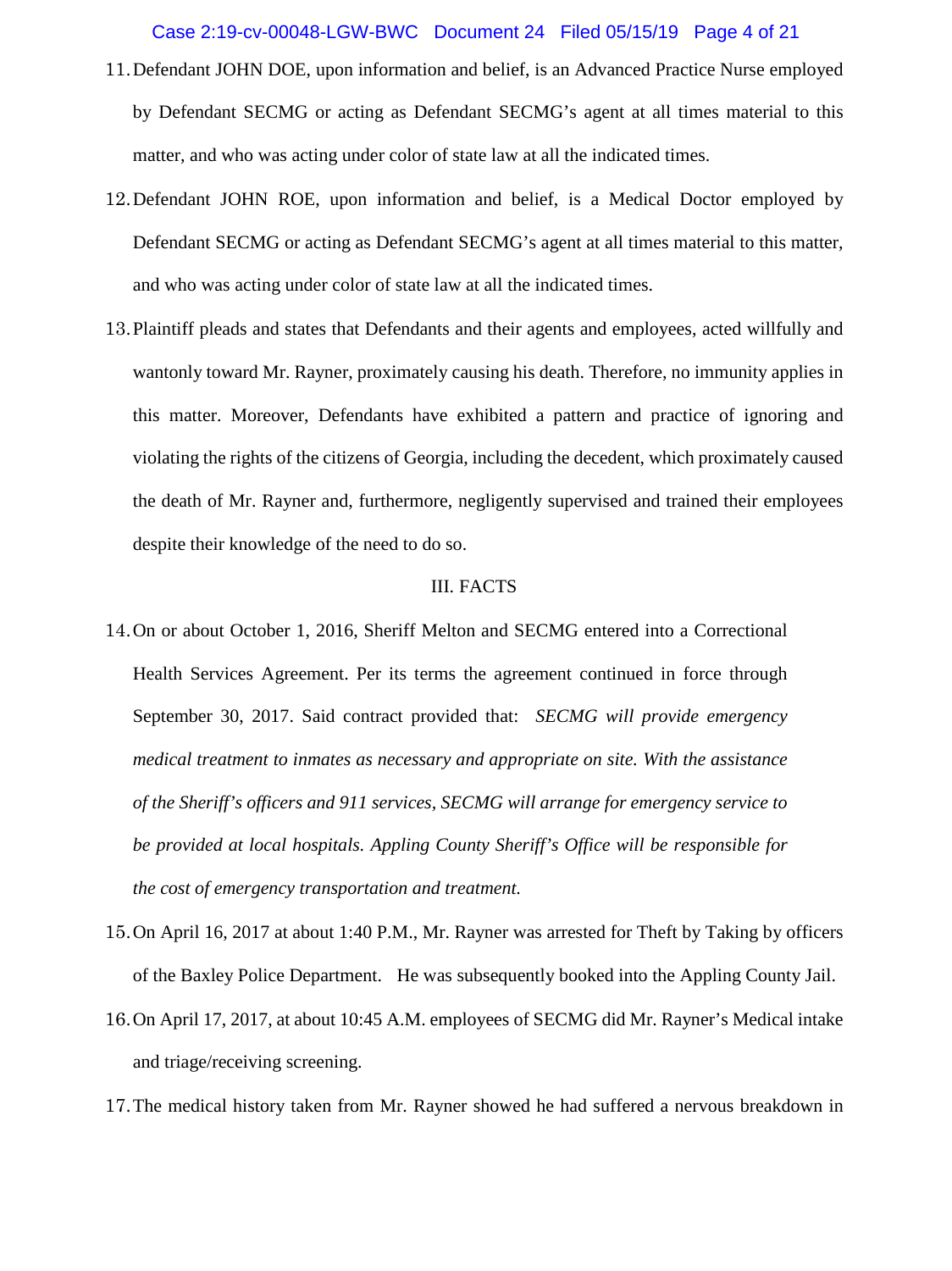11. Defendant JOHN DOE, upon information and belief, is an Advanced Practice Nurse employed by Defendant SECMG or acting as Defendant SECMG's agent at all times material to this matter, and who was acting under color of state law at all the indicated times.

12. Defendant JOHN ROE, upon information and belief, is a Medical Doctor employed by Defendant SECMG or acting as Defendant SECMG's agent at all times material to this matter, and who was acting under color of state law at all the indicated times.

13. Plaintiff pleads and states that Defendants and their agents and employees, acted willfully and wantonly toward Mr. Rayner, proximately causing his death. Therefore, no immunity applies in this matter. Moreover, Defendants have exhibited a pattern and practice of ignoring and violating the rights of the citizens of Georgia, including the decedent, which proximately caused the death of Mr. Rayner and, furthermore, negligently supervised and trained their employees despite their knowledge of the need to do so.

## III. FACTS

14. On or about October 1, 2016, Sheriff Melton and SECMG entered into a Correctional Health Services Agreement. Per its terms the agreement continued in force through September 30, 2017. Said contract provided that: *SECMG will provide emergency medical treatment to inmates as necessary and appropriate on site. With the assistance of the Sheriff's officers and 911 services, SECMG will arrange for emergency service to be provided at local hospitals. Appling County Sheriff's Office will be responsible for the cost of emergency transportation and treatment.*

15. On April 16, 2017 at about 1:40 P.M., Mr. Rayner was arrested for Theft by Taking by officers of the Baxley Police Department. He was subsequently booked into the Appling County Jail.

16. On April 17, 2017, at about 10:45 A.M. employees of SECMG did Mr. Rayner's Medical intake and triage/receiving screening.

17. The medical history taken from Mr. Rayner showed he had suffered a nervous breakdown in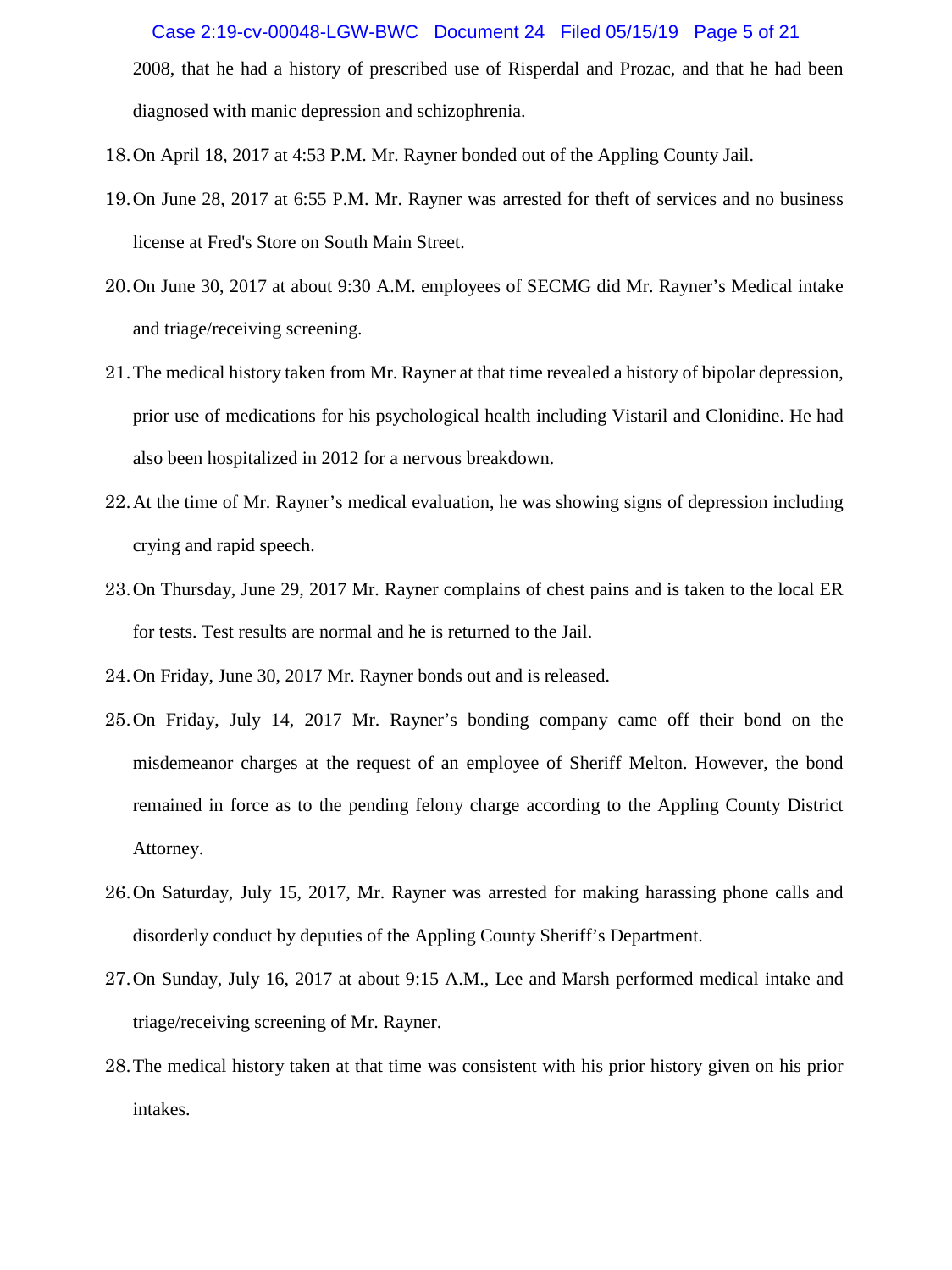2008, that he had a history of prescribed use of Risperdal and Prozac, and that he had been diagnosed with manic depression and schizophrenia.

18. On April 18, 2017 at 4:53 P.M. Mr. Rayner bonded out of the Appling County Jail.

19. On June 28, 2017 at 6:55 P.M. Mr. Rayner was arrested for theft of services and no business license at Fred's Store on South Main Street.

20. On June 30, 2017 at about 9:30 A.M. employees of SECMG did Mr. Rayner's Medical intake and triage/receiving screening.

21. The medical history taken from Mr. Rayner at that time revealed a history of bipolar depression, prior use of medications for his psychological health including Vistaril and Clonidine. He had also been hospitalized in 2012 for a nervous breakdown.

22. At the time of Mr. Rayner's medical evaluation, he was showing signs of depression including crying and rapid speech.

23. On Thursday, June 29, 2017 Mr. Rayner complains of chest pains and is taken to the local ER for tests. Test results are normal and he is returned to the Jail.

24. On Friday, June 30, 2017 Mr. Rayner bonds out and is released.

25. On Friday, July 14, 2017 Mr. Rayner's bonding company came off their bond on the misdemeanor charges at the request of an employee of Sheriff Melton. However, the bond remained in force as to the pending felony charge according to the Appling County District Attorney.

26. On Saturday, July 15, 2017, Mr. Rayner was arrested for making harassing phone calls and disorderly conduct by deputies of the Appling County Sheriff's Department.

27. On Sunday, July 16, 2017 at about 9:15 A.M., Lee and Marsh performed medical intake and triage/receiving screening of Mr. Rayner.

28. The medical history taken at that time was consistent with his prior history given on his prior intakes.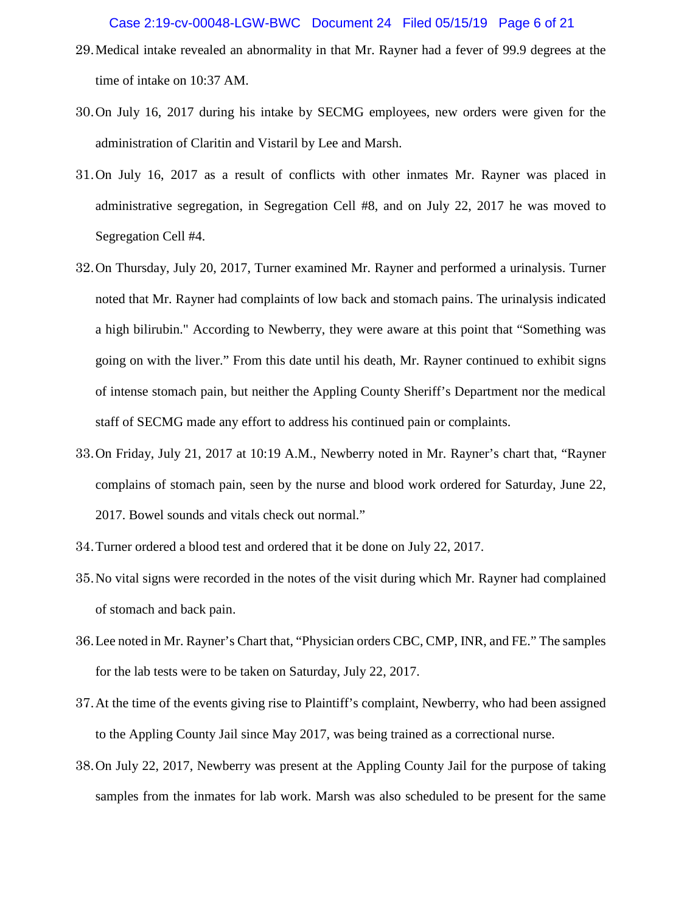29. Medical intake revealed an abnormality in that Mr. Rayner had a fever of 99.9 degrees at the time of intake on 10:37 AM.

30. On July 16, 2017 during his intake by SECMG employees, new orders were given for the administration of Claritin and Vistaril by Lee and Marsh.

31. On July 16, 2017 as a result of conflicts with other inmates Mr. Rayner was placed in administrative segregation, in Segregation Cell #8, and on July 22, 2017 he was moved to Segregation Cell #4.

32. On Thursday, July 20, 2017, Turner examined Mr. Rayner and performed a urinalysis. Turner noted that Mr. Rayner had complaints of low back and stomach pains. The urinalysis indicated a high bilirubin." According to Newberry, they were aware at this point that "Something was going on with the liver." From this date until his death, Mr. Rayner continued to exhibit signs of intense stomach pain, but neither the Appling County Sheriff's Department nor the medical staff of SECMG made any effort to address his continued pain or complaints.

33. On Friday, July 21, 2017 at 10:19 A.M., Newberry noted in Mr. Rayner's chart that, "Rayner complains of stomach pain, seen by the nurse and blood work ordered for Saturday, June 22, 2017. Bowel sounds and vitals check out normal."

34. Turner ordered a blood test and ordered that it be done on July 22, 2017.

35. No vital signs were recorded in the notes of the visit during which Mr. Rayner had complained of stomach and back pain.

36. Lee noted in Mr. Rayner's Chart that, "Physician orders CBC, CMP, INR, and FE." The samples for the lab tests were to be taken on Saturday, July 22, 2017.

37. At the time of the events giving rise to Plaintiff's complaint, Newberry, who had been assigned to the Appling County Jail since May 2017, was being trained as a correctional nurse.

38. On July 22, 2017, Newberry was present at the Appling County Jail for the purpose of taking samples from the inmates for lab work. Marsh was also scheduled to be present for the same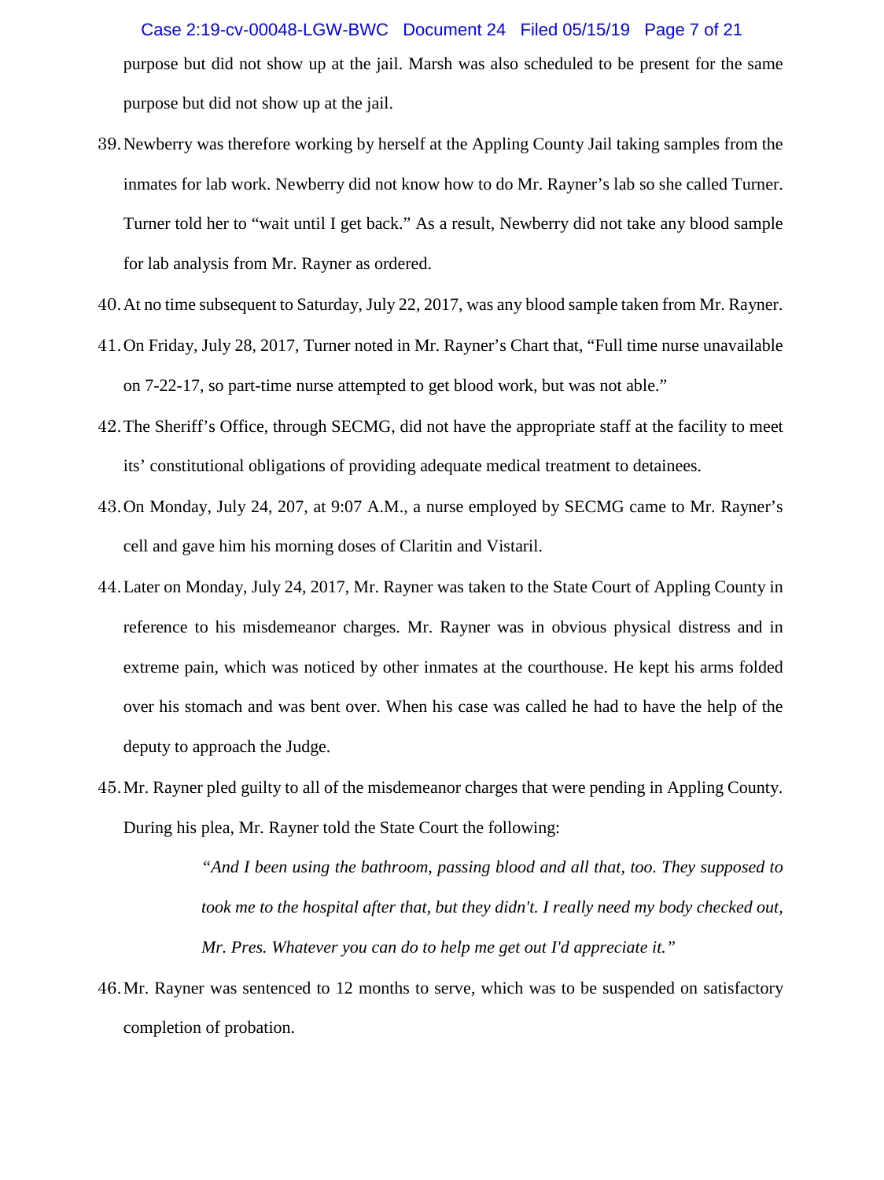purpose but did not show up at the jail. Marsh was also scheduled to be present for the same purpose but did not show up at the jail.

39. Newberry was therefore working by herself at the Appling County Jail taking samples from the inmates for lab work. Newberry did not know how to do Mr. Rayner's lab so she called Turner. Turner told her to "wait until I get back." As a result, Newberry did not take any blood sample for lab analysis from Mr. Rayner as ordered.

40. At no time subsequent to Saturday, July 22, 2017, was any blood sample taken from Mr. Rayner.

41. On Friday, July 28, 2017, Turner noted in Mr. Rayner's Chart that, "Full time nurse unavailable on 7-22-17, so part-time nurse attempted to get blood work, but was not able."

42. The Sheriff's Office, through SECMG, did not have the appropriate staff at the facility to meet its' constitutional obligations of providing adequate medical treatment to detainees.

43. On Monday, July 24, 207, at 9:07 A.M., a nurse employed by SECMG came to Mr. Rayner's cell and gave him his morning doses of Claritin and Vistaril.

44. Later on Monday, July 24, 2017, Mr. Rayner was taken to the State Court of Appling County in reference to his misdemeanor charges. Mr. Rayner was in obvious physical distress and in extreme pain, which was noticed by other inmates at the courthouse. He kept his arms folded over his stomach and was bent over. When his case was called he had to have the help of the deputy to approach the Judge.

45. Mr. Rayner pled guilty to all of the misdemeanor charges that were pending in Appling County. During his plea, Mr. Rayner told the State Court the following:

> *"And I been using the bathroom, passing blood and all that, too. They supposed to took me to the hospital after that, but they didn't. I really need my body checked out, Mr. Pres. Whatever you can do to help me get out I'd appreciate it."*

46. Mr. Rayner was sentenced to 12 months to serve, which was to be suspended on satisfactory completion of probation.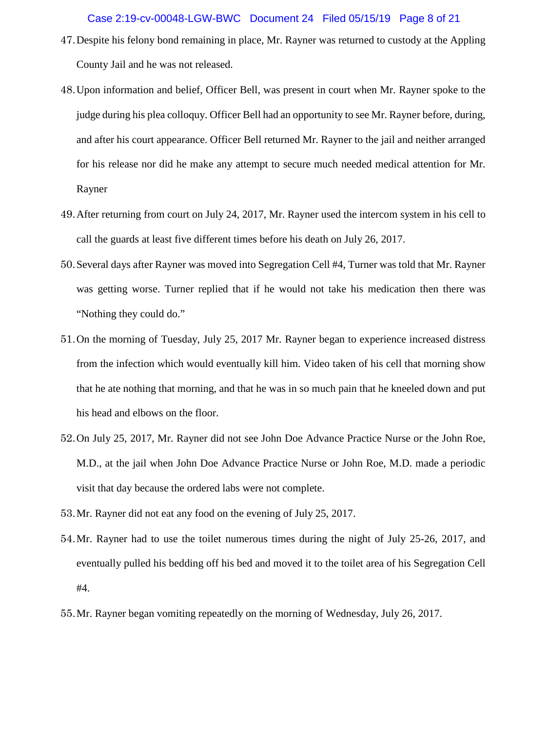47. Despite his felony bond remaining in place, Mr. Rayner was returned to custody at the Appling County Jail and he was not released.

48. Upon information and belief, Officer Bell, was present in court when Mr. Rayner spoke to the judge during his plea colloquy. Officer Bell had an opportunity to see Mr. Rayner before, during, and after his court appearance. Officer Bell returned Mr. Rayner to the jail and neither arranged for his release nor did he make any attempt to secure much needed medical attention for Mr. Rayner

49. After returning from court on July 24, 2017, Mr. Rayner used the intercom system in his cell to call the guards at least five different times before his death on July 26, 2017.

50. Several days after Rayner was moved into Segregation Cell #4, Turner was told that Mr. Rayner was getting worse. Turner replied that if he would not take his medication then there was "Nothing they could do."

51. On the morning of Tuesday, July 25, 2017 Mr. Rayner began to experience increased distress from the infection which would eventually kill him. Video taken of his cell that morning show that he ate nothing that morning, and that he was in so much pain that he kneeled down and put his head and elbows on the floor.

52. On July 25, 2017, Mr. Rayner did not see John Doe Advance Practice Nurse or the John Roe, M.D., at the jail when John Doe Advance Practice Nurse or John Roe, M.D. made a periodic visit that day because the ordered labs were not complete.

53. Mr. Rayner did not eat any food on the evening of July 25, 2017.

54. Mr. Rayner had to use the toilet numerous times during the night of July 25-26, 2017, and eventually pulled his bedding off his bed and moved it to the toilet area of his Segregation Cell #4.

55. Mr. Rayner began vomiting repeatedly on the morning of Wednesday, July 26, 2017.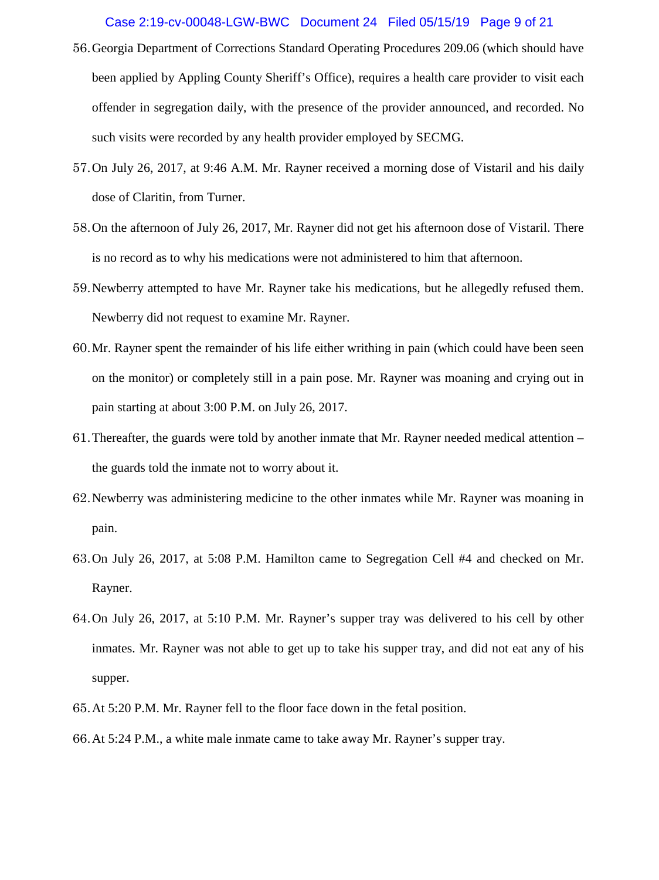56. Georgia Department of Corrections Standard Operating Procedures 209.06 (which should have been applied by Appling County Sheriff's Office), requires a health care provider to visit each offender in segregation daily, with the presence of the provider announced, and recorded. No such visits were recorded by any health provider employed by SECMG.

57. On July 26, 2017, at 9:46 A.M. Mr. Rayner received a morning dose of Vistaril and his daily dose of Claritin, from Turner.

58. On the afternoon of July 26, 2017, Mr. Rayner did not get his afternoon dose of Vistaril. There is no record as to why his medications were not administered to him that afternoon.

59. Newberry attempted to have Mr. Rayner take his medications, but he allegedly refused them. Newberry did not request to examine Mr. Rayner.

60. Mr. Rayner spent the remainder of his life either writhing in pain (which could have been seen on the monitor) or completely still in a pain pose. Mr. Rayner was moaning and crying out in pain starting at about 3:00 P.M. on July 26, 2017.

61. Thereafter, the guards were told by another inmate that Mr. Rayner needed medical attention – the guards told the inmate not to worry about it.

62. Newberry was administering medicine to the other inmates while Mr. Rayner was moaning in pain.

63. On July 26, 2017, at 5:08 P.M. Hamilton came to Segregation Cell #4 and checked on Mr. Rayner.

64. On July 26, 2017, at 5:10 P.M. Mr. Rayner's supper tray was delivered to his cell by other inmates. Mr. Rayner was not able to get up to take his supper tray, and did not eat any of his supper.

65. At 5:20 P.M. Mr. Rayner fell to the floor face down in the fetal position.

66. At 5:24 P.M., a white male inmate came to take away Mr. Rayner's supper tray.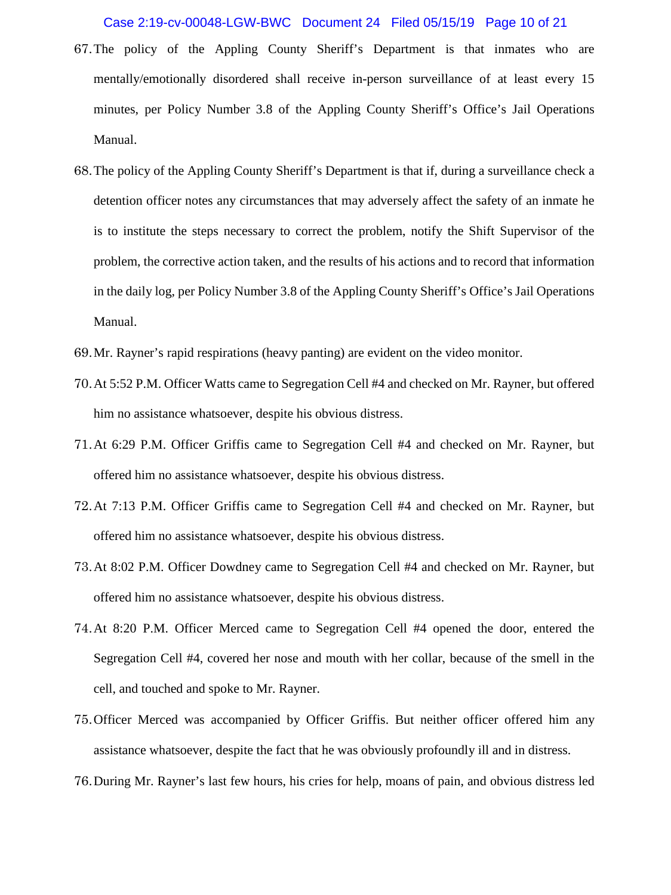67. The policy of the Appling County Sheriff's Department is that inmates who are mentally/emotionally disordered shall receive in-person surveillance of at least every 15 minutes, per Policy Number 3.8 of the Appling County Sheriff's Office's Jail Operations Manual.

68. The policy of the Appling County Sheriff's Department is that if, during a surveillance check a detention officer notes any circumstances that may adversely affect the safety of an inmate he is to institute the steps necessary to correct the problem, notify the Shift Supervisor of the problem, the corrective action taken, and the results of his actions and to record that information in the daily log, per Policy Number 3.8 of the Appling County Sheriff's Office's Jail Operations Manual.

69. Mr. Rayner's rapid respirations (heavy panting) are evident on the video monitor.

70. At 5:52 P.M. Officer Watts came to Segregation Cell #4 and checked on Mr. Rayner, but offered him no assistance whatsoever, despite his obvious distress.

71. At 6:29 P.M. Officer Griffis came to Segregation Cell #4 and checked on Mr. Rayner, but offered him no assistance whatsoever, despite his obvious distress.

72. At 7:13 P.M. Officer Griffis came to Segregation Cell #4 and checked on Mr. Rayner, but offered him no assistance whatsoever, despite his obvious distress.

73. At 8:02 P.M. Officer Dowdney came to Segregation Cell #4 and checked on Mr. Rayner, but offered him no assistance whatsoever, despite his obvious distress.

74. At 8:20 P.M. Officer Merced came to Segregation Cell #4 opened the door, entered the Segregation Cell #4, covered her nose and mouth with her collar, because of the smell in the cell, and touched and spoke to Mr. Rayner.

75. Officer Merced was accompanied by Officer Griffis. But neither officer offered him any assistance whatsoever, despite the fact that he was obviously profoundly ill and in distress.

76. During Mr. Rayner's last few hours, his cries for help, moans of pain, and obvious distress led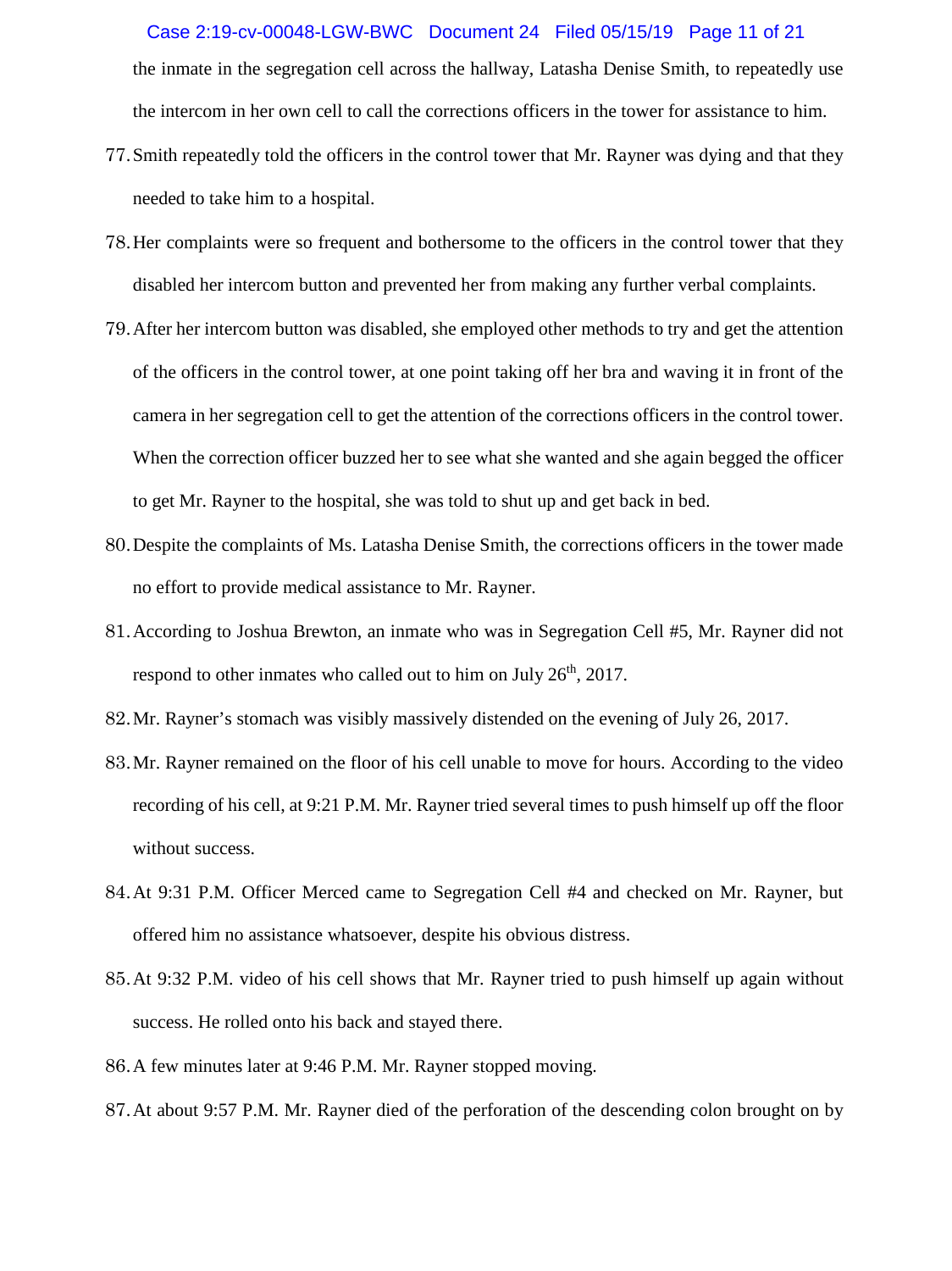the inmate in the segregation cell across the hallway, Latasha Denise Smith, to repeatedly use the intercom in her own cell to call the corrections officers in the tower for assistance to him.

77. Smith repeatedly told the officers in the control tower that Mr. Rayner was dying and that they needed to take him to a hospital.

78. Her complaints were so frequent and bothersome to the officers in the control tower that they disabled her intercom button and prevented her from making any further verbal complaints.

79. After her intercom button was disabled, she employed other methods to try and get the attention of the officers in the control tower, at one point taking off her bra and waving it in front of the camera in her segregation cell to get the attention of the corrections officers in the control tower. When the correction officer buzzed her to see what she wanted and she again begged the officer to get Mr. Rayner to the hospital, she was told to shut up and get back in bed.

80. Despite the complaints of Ms. Latasha Denise Smith, the corrections officers in the tower made no effort to provide medical assistance to Mr. Rayner.

81. According to Joshua Brewton, an inmate who was in Segregation Cell #5, Mr. Rayner did not respond to other inmates who called out to him on July 26th, 2017.

82. Mr. Rayner's stomach was visibly massively distended on the evening of July 26, 2017.

83. Mr. Rayner remained on the floor of his cell unable to move for hours. According to the video recording of his cell, at 9:21 P.M. Mr. Rayner tried several times to push himself up off the floor without success.

84. At 9:31 P.M. Officer Merced came to Segregation Cell #4 and checked on Mr. Rayner, but offered him no assistance whatsoever, despite his obvious distress.

85. At 9:32 P.M. video of his cell shows that Mr. Rayner tried to push himself up again without success. He rolled onto his back and stayed there.

86. A few minutes later at 9:46 P.M. Mr. Rayner stopped moving.

87. At about 9:57 P.M. Mr. Rayner died of the perforation of the descending colon brought on by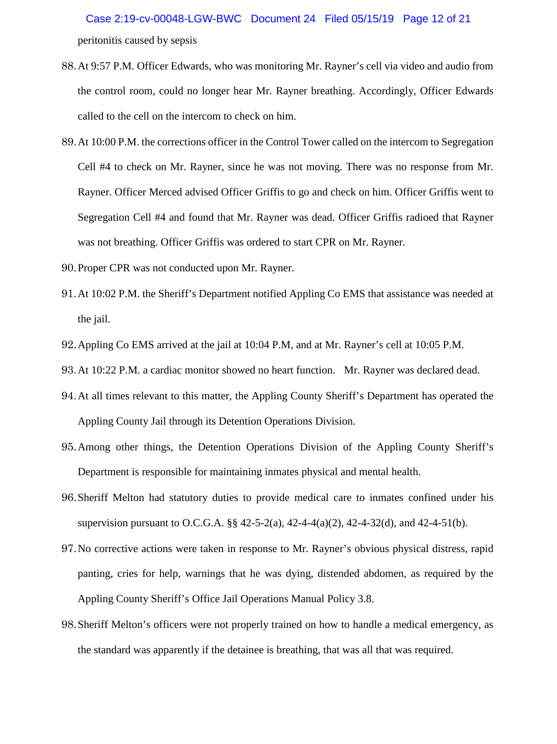peritonitis caused by sepsis

88. At 9:57 P.M. Officer Edwards, who was monitoring Mr. Rayner's cell via video and audio from the control room, could no longer hear Mr. Rayner breathing. Accordingly, Officer Edwards called to the cell on the intercom to check on him.

89. At 10:00 P.M. the corrections officer in the Control Tower called on the intercom to Segregation Cell #4 to check on Mr. Rayner, since he was not moving. There was no response from Mr. Rayner. Officer Merced advised Officer Griffis to go and check on him. Officer Griffis went to Segregation Cell #4 and found that Mr. Rayner was dead. Officer Griffis radioed that Rayner was not breathing. Officer Griffis was ordered to start CPR on Mr. Rayner.

90. Proper CPR was not conducted upon Mr. Rayner.

91. At 10:02 P.M. the Sheriff's Department notified Appling Co EMS that assistance was needed at the jail.

92. Appling Co EMS arrived at the jail at 10:04 P.M, and at Mr. Rayner's cell at 10:05 P.M.

93. At 10:22 P.M. a cardiac monitor showed no heart function. Mr. Rayner was declared dead.

94. At all times relevant to this matter, the Appling County Sheriff's Department has operated the Appling County Jail through its Detention Operations Division.

95. Among other things, the Detention Operations Division of the Appling County Sheriff's Department is responsible for maintaining inmates physical and mental health.

96. Sheriff Melton had statutory duties to provide medical care to inmates confined under his supervision pursuant to O.C.G.A. §§ 42-5-2(a), 42-4-4(a)(2), 42-4-32(d), and 42-4-51(b).

97. No corrective actions were taken in response to Mr. Rayner's obvious physical distress, rapid panting, cries for help, warnings that he was dying, distended abdomen, as required by the Appling County Sheriff's Office Jail Operations Manual Policy 3.8.

98. Sheriff Melton's officers were not properly trained on how to handle a medical emergency, as the standard was apparently if the detainee is breathing, that was all that was required.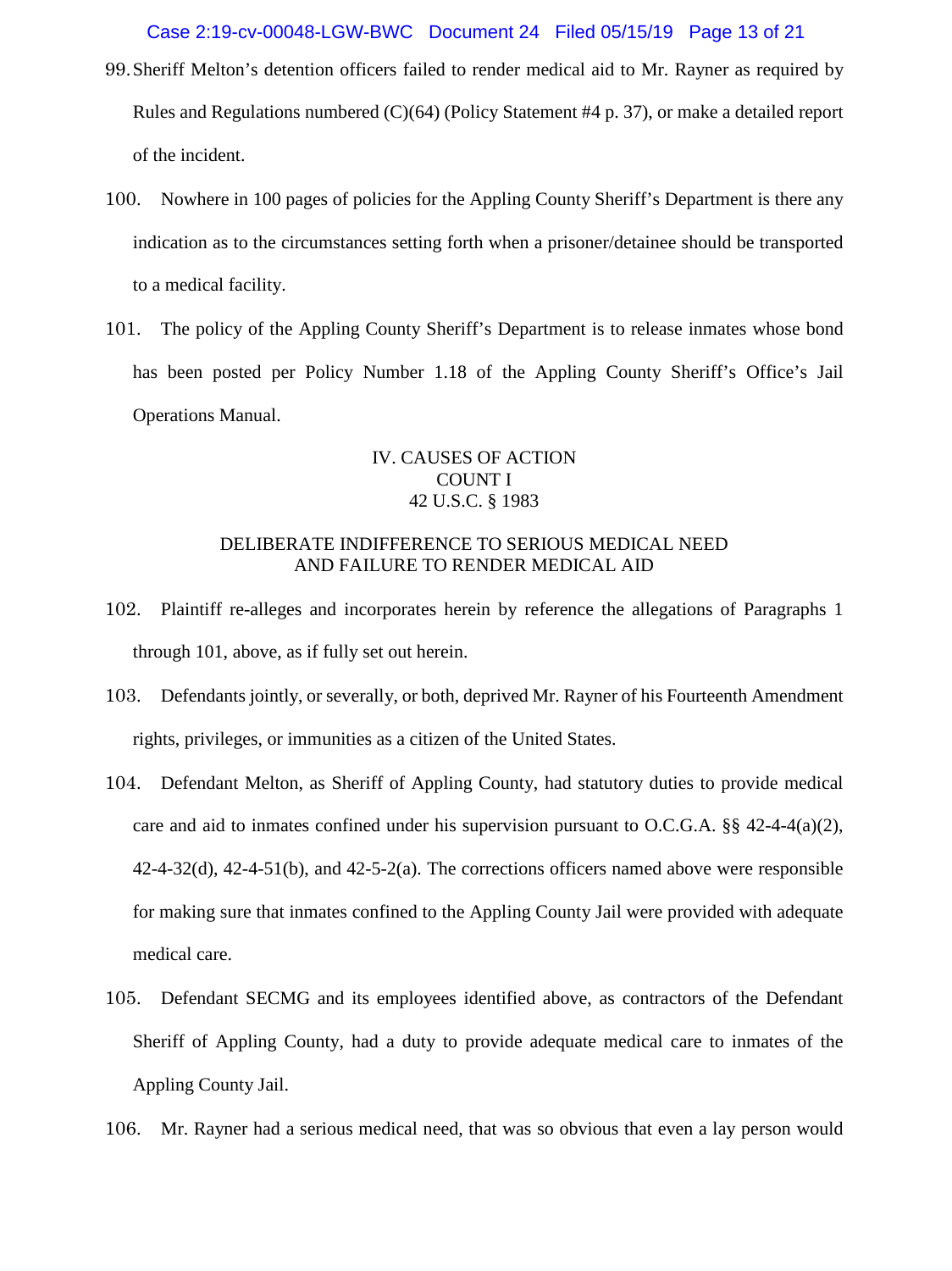99. Sheriff Melton's detention officers failed to render medical aid to Mr. Rayner as required by Rules and Regulations numbered (C)(64) (Policy Statement #4 p. 37), or make a detailed report of the incident.

100. Nowhere in 100 pages of policies for the Appling County Sheriff's Department is there any indication as to the circumstances setting forth when a prisoner/detainee should be transported to a medical facility.

101. The policy of the Appling County Sheriff's Department is to release inmates whose bond has been posted per Policy Number 1.18 of the Appling County Sheriff's Office's Jail Operations Manual.

## IV. CAUSES OF ACTION
## COUNT I
## 42 U.S.C. § 1983

### DELIBERATE INDIFFERENCE TO SERIOUS MEDICAL NEED AND FAILURE TO RENDER MEDICAL AID

102. Plaintiff re-alleges and incorporates herein by reference the allegations of Paragraphs 1 through 101, above, as if fully set out herein.

103. Defendants jointly, or severally, or both, deprived Mr. Rayner of his Fourteenth Amendment rights, privileges, or immunities as a citizen of the United States.

104. Defendant Melton, as Sheriff of Appling County, had statutory duties to provide medical care and aid to inmates confined under his supervision pursuant to O.C.G.A. §§ 42-4-4(a)(2), 42-4-32(d), 42-4-51(b), and 42-5-2(a). The corrections officers named above were responsible for making sure that inmates confined to the Appling County Jail were provided with adequate medical care.

105. Defendant SECMG and its employees identified above, as contractors of the Defendant Sheriff of Appling County, had a duty to provide adequate medical care to inmates of the Appling County Jail.

106. Mr. Rayner had a serious medical need, that was so obvious that even a lay person would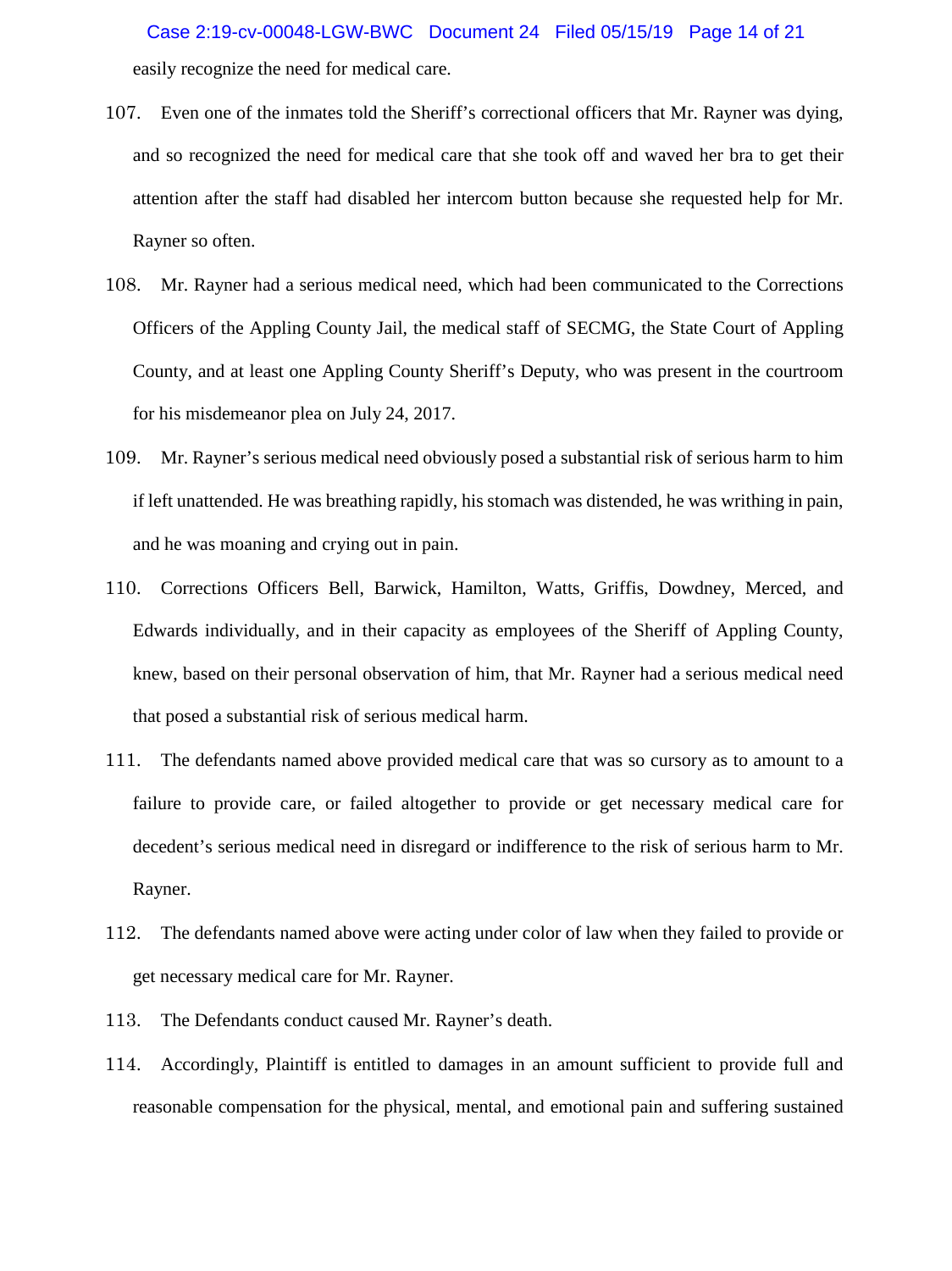easily recognize the need for medical care.

107. Even one of the inmates told the Sheriff's correctional officers that Mr. Rayner was dying, and so recognized the need for medical care that she took off and waved her bra to get their attention after the staff had disabled her intercom button because she requested help for Mr. Rayner so often.

108. Mr. Rayner had a serious medical need, which had been communicated to the Corrections Officers of the Appling County Jail, the medical staff of SECMG, the State Court of Appling County, and at least one Appling County Sheriff's Deputy, who was present in the courtroom for his misdemeanor plea on July 24, 2017.

109. Mr. Rayner's serious medical need obviously posed a substantial risk of serious harm to him if left unattended. He was breathing rapidly, his stomach was distended, he was writhing in pain, and he was moaning and crying out in pain.

110. Corrections Officers Bell, Barwick, Hamilton, Watts, Griffis, Dowdney, Merced, and Edwards individually, and in their capacity as employees of the Sheriff of Appling County, knew, based on their personal observation of him, that Mr. Rayner had a serious medical need that posed a substantial risk of serious medical harm.

111. The defendants named above provided medical care that was so cursory as to amount to a failure to provide care, or failed altogether to provide or get necessary medical care for decedent's serious medical need in disregard or indifference to the risk of serious harm to Mr. Rayner.

112. The defendants named above were acting under color of law when they failed to provide or get necessary medical care for Mr. Rayner.

113. The Defendants conduct caused Mr. Rayner's death.

114. Accordingly, Plaintiff is entitled to damages in an amount sufficient to provide full and reasonable compensation for the physical, mental, and emotional pain and suffering sustained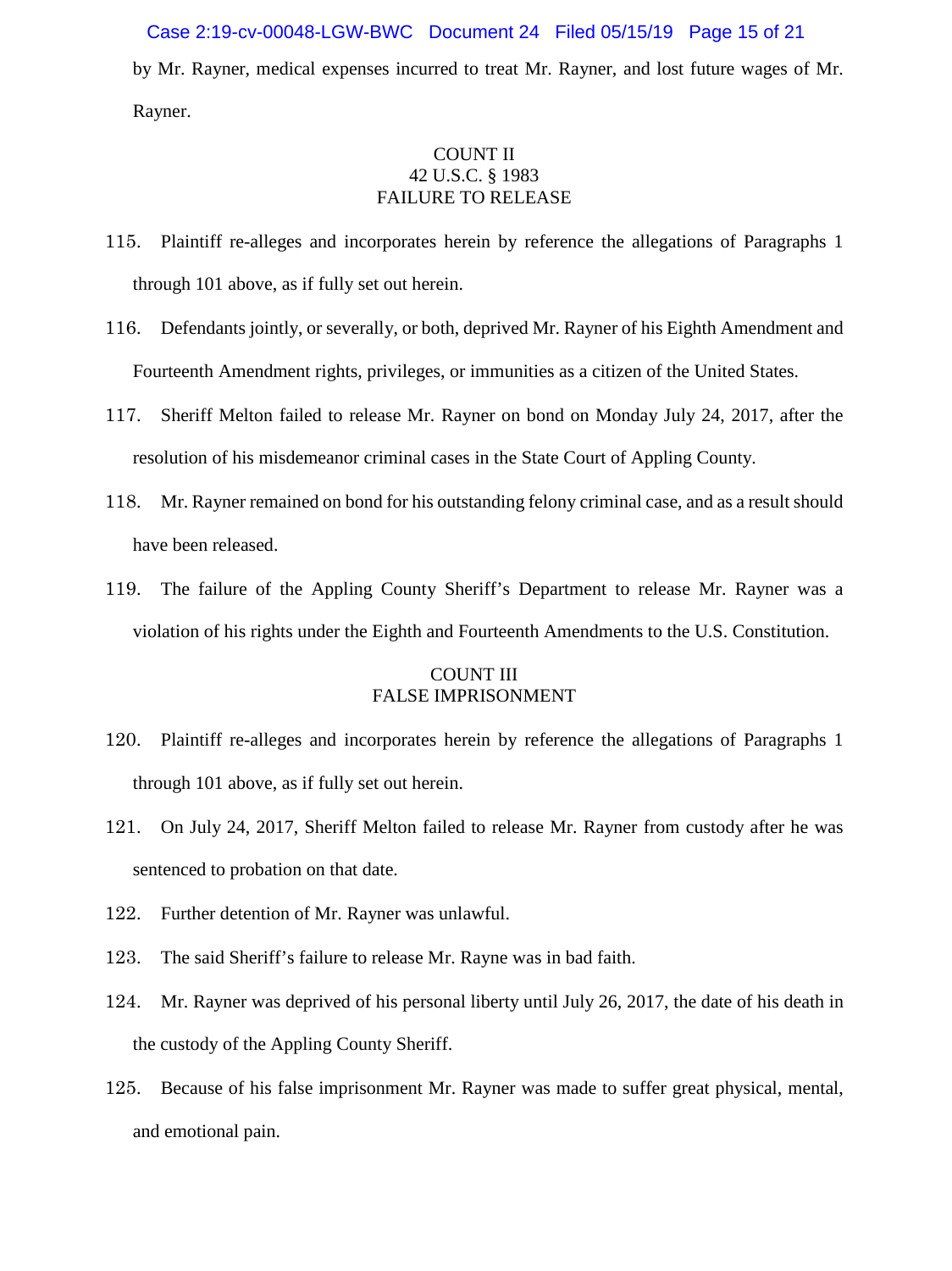by Mr. Rayner, medical expenses incurred to treat Mr. Rayner, and lost future wages of Mr. Rayner.

### COUNT II
### 42 U.S.C. § 1983
### FAILURE TO RELEASE

115. Plaintiff re-alleges and incorporates herein by reference the allegations of Paragraphs 1 through 101 above, as if fully set out herein.

116. Defendants jointly, or severally, or both, deprived Mr. Rayner of his Eighth Amendment and Fourteenth Amendment rights, privileges, or immunities as a citizen of the United States.

117. Sheriff Melton failed to release Mr. Rayner on bond on Monday July 24, 2017, after the resolution of his misdemeanor criminal cases in the State Court of Appling County.

118. Mr. Rayner remained on bond for his outstanding felony criminal case, and as a result should have been released.

119. The failure of the Appling County Sheriff's Department to release Mr. Rayner was a violation of his rights under the Eighth and Fourteenth Amendments to the U.S. Constitution.

### COUNT III
### FALSE IMPRISONMENT

120. Plaintiff re-alleges and incorporates herein by reference the allegations of Paragraphs 1 through 101 above, as if fully set out herein.

121. On July 24, 2017, Sheriff Melton failed to release Mr. Rayner from custody after he was sentenced to probation on that date.

122. Further detention of Mr. Rayner was unlawful.

123. The said Sheriff's failure to release Mr. Rayne was in bad faith.

124. Mr. Rayner was deprived of his personal liberty until July 26, 2017, the date of his death in the custody of the Appling County Sheriff.

125. Because of his false imprisonment Mr. Rayner was made to suffer great physical, mental, and emotional pain.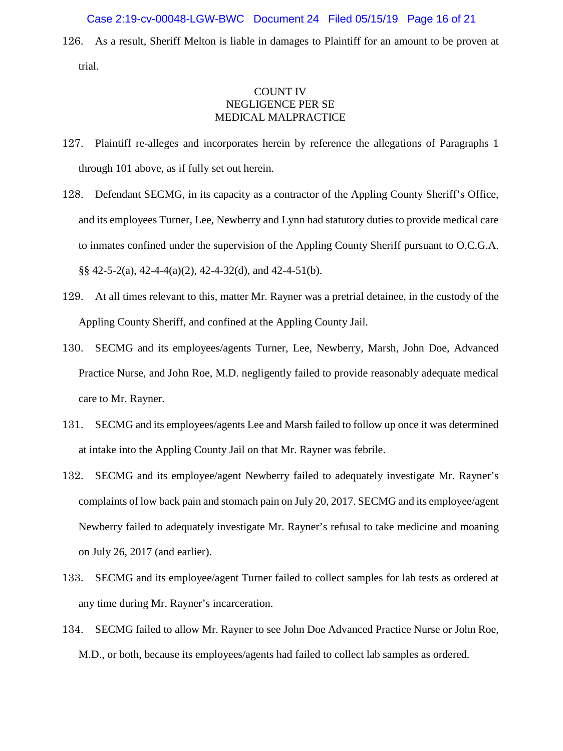126. As a result, Sheriff Melton is liable in damages to Plaintiff for an amount to be proven at trial.

## COUNT IV
## NEGLIGENCE PER SE
## MEDICAL MALPRACTICE

127. Plaintiff re-alleges and incorporates herein by reference the allegations of Paragraphs 1 through 101 above, as if fully set out herein.

128. Defendant SECMG, in its capacity as a contractor of the Appling County Sheriff's Office, and its employees Turner, Lee, Newberry and Lynn had statutory duties to provide medical care to inmates confined under the supervision of the Appling County Sheriff pursuant to O.C.G.A. §§ 42-5-2(a), 42-4-4(a)(2), 42-4-32(d), and 42-4-51(b).

129. At all times relevant to this, matter Mr. Rayner was a pretrial detainee, in the custody of the Appling County Sheriff, and confined at the Appling County Jail.

130. SECMG and its employees/agents Turner, Lee, Newberry, Marsh, John Doe, Advanced Practice Nurse, and John Roe, M.D. negligently failed to provide reasonably adequate medical care to Mr. Rayner.

131. SECMG and its employees/agents Lee and Marsh failed to follow up once it was determined at intake into the Appling County Jail on that Mr. Rayner was febrile.

132. SECMG and its employee/agent Newberry failed to adequately investigate Mr. Rayner's complaints of low back pain and stomach pain on July 20, 2017. SECMG and its employee/agent Newberry failed to adequately investigate Mr. Rayner's refusal to take medicine and moaning on July 26, 2017 (and earlier).

133. SECMG and its employee/agent Turner failed to collect samples for lab tests as ordered at any time during Mr. Rayner's incarceration.

134. SECMG failed to allow Mr. Rayner to see John Doe Advanced Practice Nurse or John Roe, M.D., or both, because its employees/agents had failed to collect lab samples as ordered.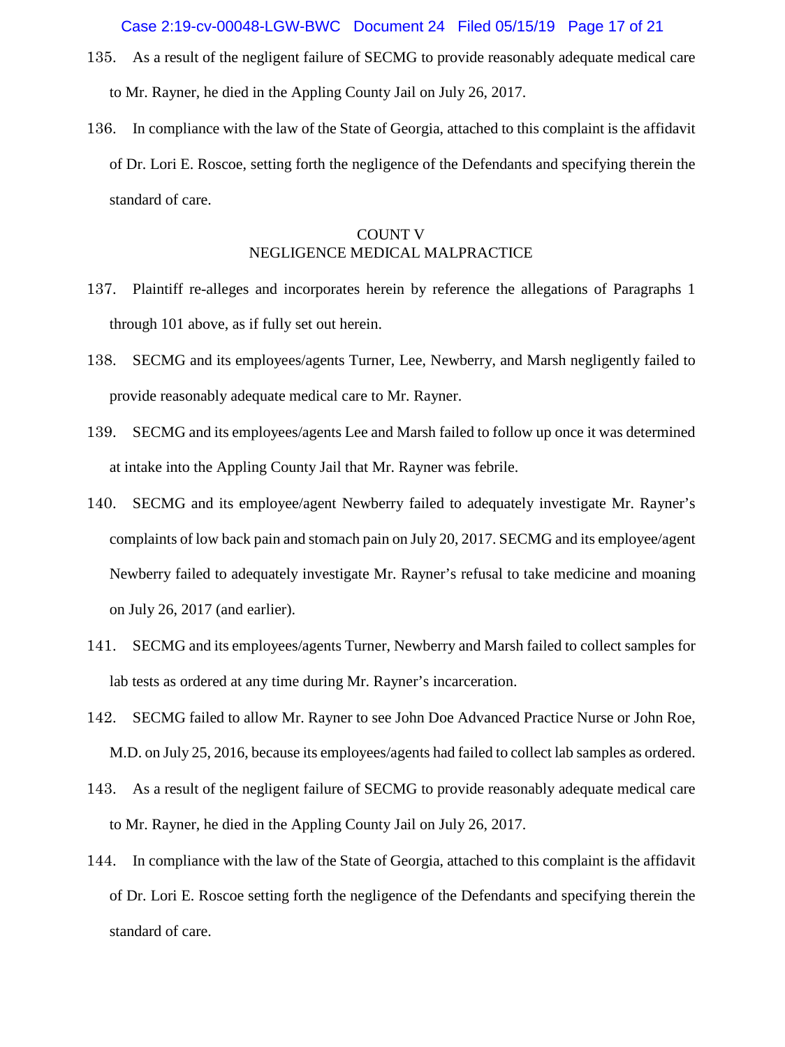135. As a result of the negligent failure of SECMG to provide reasonably adequate medical care to Mr. Rayner, he died in the Appling County Jail on July 26, 2017.

136. In compliance with the law of the State of Georgia, attached to this complaint is the affidavit of Dr. Lori E. Roscoe, setting forth the negligence of the Defendants and specifying therein the standard of care.

## COUNT V
## NEGLIGENCE MEDICAL MALPRACTICE

137. Plaintiff re-alleges and incorporates herein by reference the allegations of Paragraphs 1 through 101 above, as if fully set out herein.

138. SECMG and its employees/agents Turner, Lee, Newberry, and Marsh negligently failed to provide reasonably adequate medical care to Mr. Rayner.

139. SECMG and its employees/agents Lee and Marsh failed to follow up once it was determined at intake into the Appling County Jail that Mr. Rayner was febrile.

140. SECMG and its employee/agent Newberry failed to adequately investigate Mr. Rayner's complaints of low back pain and stomach pain on July 20, 2017. SECMG and its employee/agent Newberry failed to adequately investigate Mr. Rayner's refusal to take medicine and moaning on July 26, 2017 (and earlier).

141. SECMG and its employees/agents Turner, Newberry and Marsh failed to collect samples for lab tests as ordered at any time during Mr. Rayner's incarceration.

142. SECMG failed to allow Mr. Rayner to see John Doe Advanced Practice Nurse or John Roe, M.D. on July 25, 2016, because its employees/agents had failed to collect lab samples as ordered.

143. As a result of the negligent failure of SECMG to provide reasonably adequate medical care to Mr. Rayner, he died in the Appling County Jail on July 26, 2017.

144. In compliance with the law of the State of Georgia, attached to this complaint is the affidavit of Dr. Lori E. Roscoe setting forth the negligence of the Defendants and specifying therein the standard of care.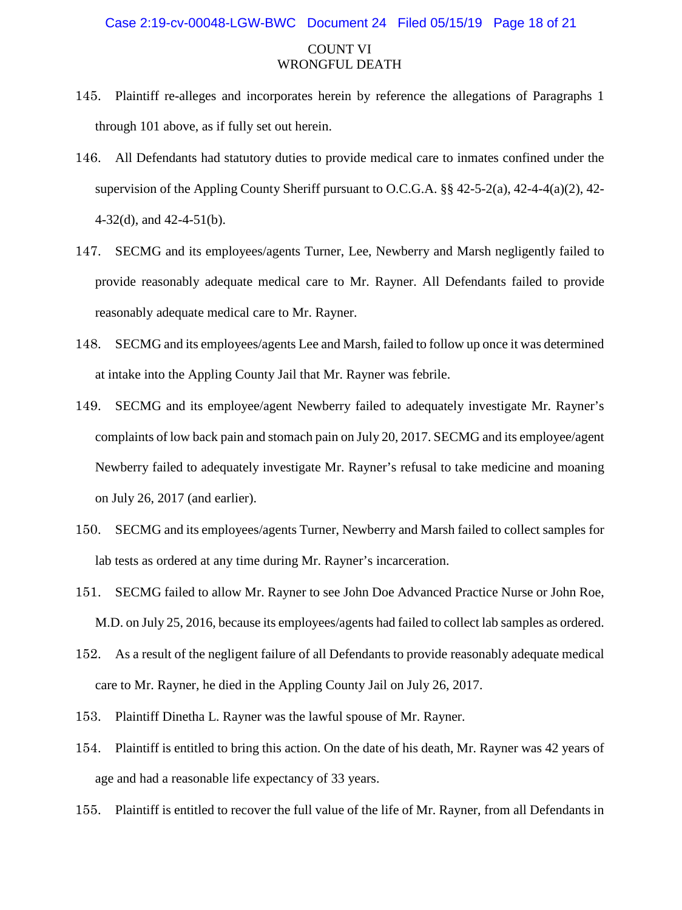## COUNT VI
## WRONGFUL DEATH

145. Plaintiff re-alleges and incorporates herein by reference the allegations of Paragraphs 1 through 101 above, as if fully set out herein.

146. All Defendants had statutory duties to provide medical care to inmates confined under the supervision of the Appling County Sheriff pursuant to O.C.G.A. §§ 42-5-2(a), 42-4-4(a)(2), 42-4-32(d), and 42-4-51(b).

147. SECMG and its employees/agents Turner, Lee, Newberry and Marsh negligently failed to provide reasonably adequate medical care to Mr. Rayner. All Defendants failed to provide reasonably adequate medical care to Mr. Rayner.

148. SECMG and its employees/agents Lee and Marsh, failed to follow up once it was determined at intake into the Appling County Jail that Mr. Rayner was febrile.

149. SECMG and its employee/agent Newberry failed to adequately investigate Mr. Rayner's complaints of low back pain and stomach pain on July 20, 2017. SECMG and its employee/agent Newberry failed to adequately investigate Mr. Rayner's refusal to take medicine and moaning on July 26, 2017 (and earlier).

150. SECMG and its employees/agents Turner, Newberry and Marsh failed to collect samples for lab tests as ordered at any time during Mr. Rayner's incarceration.

151. SECMG failed to allow Mr. Rayner to see John Doe Advanced Practice Nurse or John Roe, M.D. on July 25, 2016, because its employees/agents had failed to collect lab samples as ordered.

152. As a result of the negligent failure of all Defendants to provide reasonably adequate medical care to Mr. Rayner, he died in the Appling County Jail on July 26, 2017.

153. Plaintiff Dinetha L. Rayner was the lawful spouse of Mr. Rayner.

154. Plaintiff is entitled to bring this action. On the date of his death, Mr. Rayner was 42 years of age and had a reasonable life expectancy of 33 years.

155. Plaintiff is entitled to recover the full value of the life of Mr. Rayner, from all Defendants in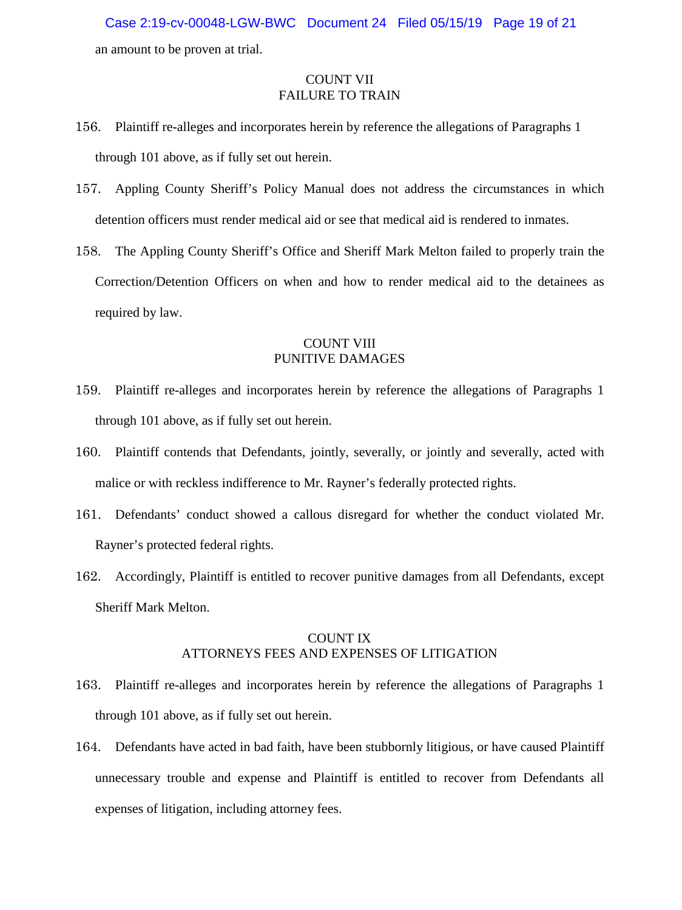an amount to be proven at trial.

## COUNT VII
## FAILURE TO TRAIN

156. Plaintiff re-alleges and incorporates herein by reference the allegations of Paragraphs 1 through 101 above, as if fully set out herein.

157. Appling County Sheriff's Policy Manual does not address the circumstances in which detention officers must render medical aid or see that medical aid is rendered to inmates.

158. The Appling County Sheriff's Office and Sheriff Mark Melton failed to properly train the Correction/Detention Officers on when and how to render medical aid to the detainees as required by law.

## COUNT VIII
## PUNITIVE DAMAGES

159. Plaintiff re-alleges and incorporates herein by reference the allegations of Paragraphs 1 through 101 above, as if fully set out herein.

160. Plaintiff contends that Defendants, jointly, severally, or jointly and severally, acted with malice or with reckless indifference to Mr. Rayner's federally protected rights.

161. Defendants' conduct showed a callous disregard for whether the conduct violated Mr. Rayner's protected federal rights.

162. Accordingly, Plaintiff is entitled to recover punitive damages from all Defendants, except Sheriff Mark Melton.

## COUNT IX
## ATTORNEYS FEES AND EXPENSES OF LITIGATION

163. Plaintiff re-alleges and incorporates herein by reference the allegations of Paragraphs 1 through 101 above, as if fully set out herein.

164. Defendants have acted in bad faith, have been stubbornly litigious, or have caused Plaintiff unnecessary trouble and expense and Plaintiff is entitled to recover from Defendants all expenses of litigation, including attorney fees.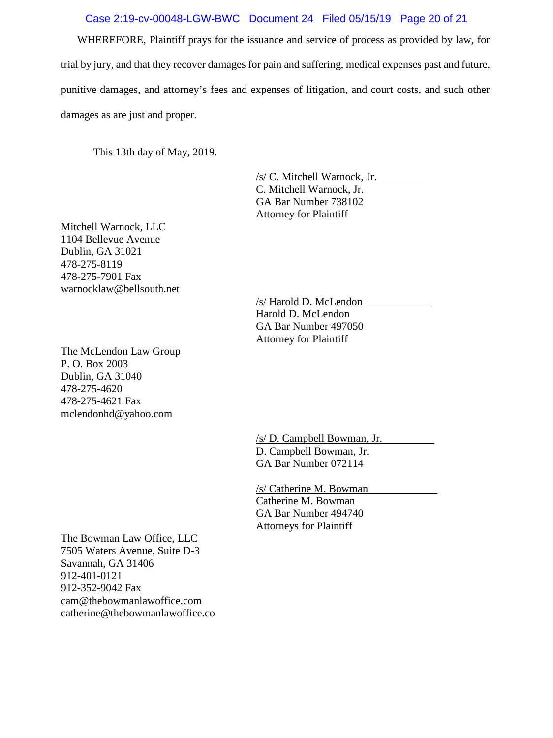WHEREFORE, Plaintiff prays for the issuance and service of process as provided by law, for trial by jury, and that they recover damages for pain and suffering, medical expenses past and future, punitive damages, and attorney's fees and expenses of litigation, and court costs, and such other damages as are just and proper.

This 13th day of May, 2019.

/s/ C. Mitchell Warnock, Jr.
C. Mitchell Warnock, Jr.
GA Bar Number 738102
Attorney for Plaintiff

Mitchell Warnock, LLC
1104 Bellevue Avenue
Dublin, GA 31021
478-275-8119
478-275-7901 Fax
warnocklaw@bellsouth.net

/s/ Harold D. McLendon
Harold D. McLendon
GA Bar Number 497050
Attorney for Plaintiff

The McLendon Law Group
P. O. Box 2003
Dublin, GA 31040
478-275-4620
478-275-4621 Fax
mclendonhd@yahoo.com

/s/ D. Campbell Bowman, Jr.
D. Campbell Bowman, Jr.
GA Bar Number 072114

/s/ Catherine M. Bowman
Catherine M. Bowman
GA Bar Number 494740
Attorneys for Plaintiff

The Bowman Law Office, LLC
7505 Waters Avenue, Suite D-3
Savannah, GA 31406
912-401-0121
912-352-9042 Fax
cam@thebowmanlawoffice.com
catherine@thebowmanlawoffice.co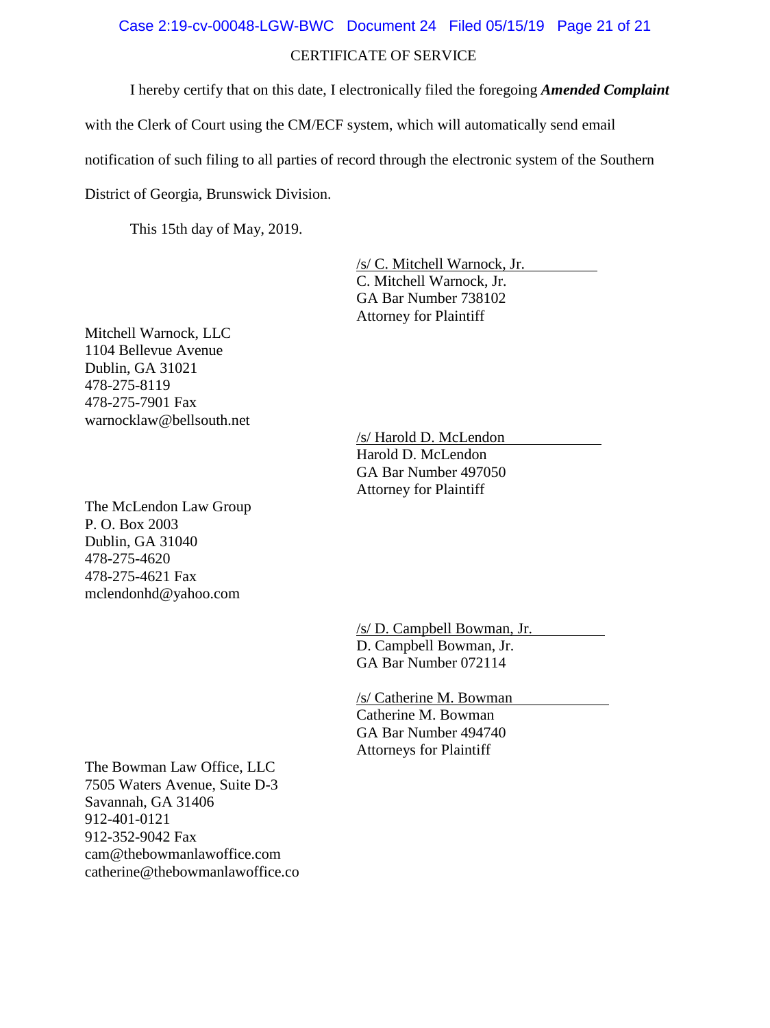CERTIFICATE OF SERVICE

I hereby certify that on this date, I electronically filed the foregoing ***Amended Complaint*** with the Clerk of Court using the CM/ECF system, which will automatically send email notification of such filing to all parties of record through the electronic system of the Southern District of Georgia, Brunswick Division.

This 15th day of May, 2019.

/s/ C. Mitchell Warnock, Jr.
C. Mitchell Warnock, Jr.
GA Bar Number 738102
Attorney for Plaintiff

Mitchell Warnock, LLC
1104 Bellevue Avenue
Dublin, GA 31021
478-275-8119
478-275-7901 Fax
warnocklaw@bellsouth.net

/s/ Harold D. McLendon
Harold D. McLendon
GA Bar Number 497050
Attorney for Plaintiff

The McLendon Law Group
P. O. Box 2003
Dublin, GA 31040
478-275-4620
478-275-4621 Fax
mclendonhd@yahoo.com

/s/ D. Campbell Bowman, Jr.
D. Campbell Bowman, Jr.
GA Bar Number 072114

/s/ Catherine M. Bowman
Catherine M. Bowman
GA Bar Number 494740
Attorneys for Plaintiff

The Bowman Law Office, LLC
7505 Waters Avenue, Suite D-3
Savannah, GA 31406
912-401-0121
912-352-9042 Fax
cam@thebowmanlawoffice.com
catherine@thebowmanlawoffice.co